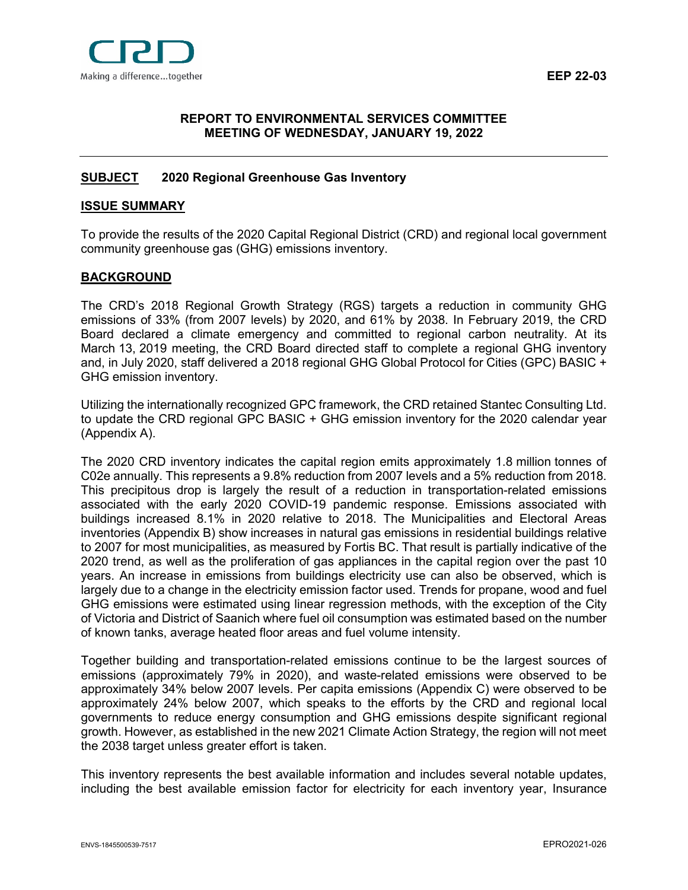EEP 22-03

**REPORT TO ENVIRONMENTAL SERVICES COMMITTEE**
**MEETING OF WEDNESDAY, JANUARY 19, 2022**

---

**SUBJECT** **2020 Regional Greenhouse Gas Inventory**

## ISSUE SUMMARY

To provide the results of the 2020 Capital Regional District (CRD) and regional local government community greenhouse gas (GHG) emissions inventory.

## BACKGROUND

The CRD's 2018 Regional Growth Strategy (RGS) targets a reduction in community GHG emissions of 33% (from 2007 levels) by 2020, and 61% by 2038. In February 2019, the CRD Board declared a climate emergency and committed to regional carbon neutrality. At its March 13, 2019 meeting, the CRD Board directed staff to complete a regional GHG inventory and, in July 2020, staff delivered a 2018 regional GHG Global Protocol for Cities (GPC) BASIC + GHG emission inventory.

Utilizing the internationally recognized GPC framework, the CRD retained Stantec Consulting Ltd. to update the CRD regional GPC BASIC + GHG emission inventory for the 2020 calendar year (Appendix A).

The 2020 CRD inventory indicates the capital region emits approximately 1.8 million tonnes of C02e annually. This represents a 9.8% reduction from 2007 levels and a 5% reduction from 2018. This precipitous drop is largely the result of a reduction in transportation-related emissions associated with the early 2020 COVID-19 pandemic response. Emissions associated with buildings increased 8.1% in 2020 relative to 2018. The Municipalities and Electoral Areas inventories (Appendix B) show increases in natural gas emissions in residential buildings relative to 2007 for most municipalities, as measured by Fortis BC. That result is partially indicative of the 2020 trend, as well as the proliferation of gas appliances in the capital region over the past 10 years. An increase in emissions from buildings electricity use can also be observed, which is largely due to a change in the electricity emission factor used. Trends for propane, wood and fuel GHG emissions were estimated using linear regression methods, with the exception of the City of Victoria and District of Saanich where fuel oil consumption was estimated based on the number of known tanks, average heated floor areas and fuel volume intensity.

Together building and transportation-related emissions continue to be the largest sources of emissions (approximately 79% in 2020), and waste-related emissions were observed to be approximately 34% below 2007 levels. Per capita emissions (Appendix C) were observed to be approximately 24% below 2007, which speaks to the efforts by the CRD and regional local governments to reduce energy consumption and GHG emissions despite significant regional growth. However, as established in the new 2021 Climate Action Strategy, the region will not meet the 2038 target unless greater effort is taken.

This inventory represents the best available information and includes several notable updates, including the best available emission factor for electricity for each inventory year, Insurance

ENVS-1845500539-7517 EPRO2021-026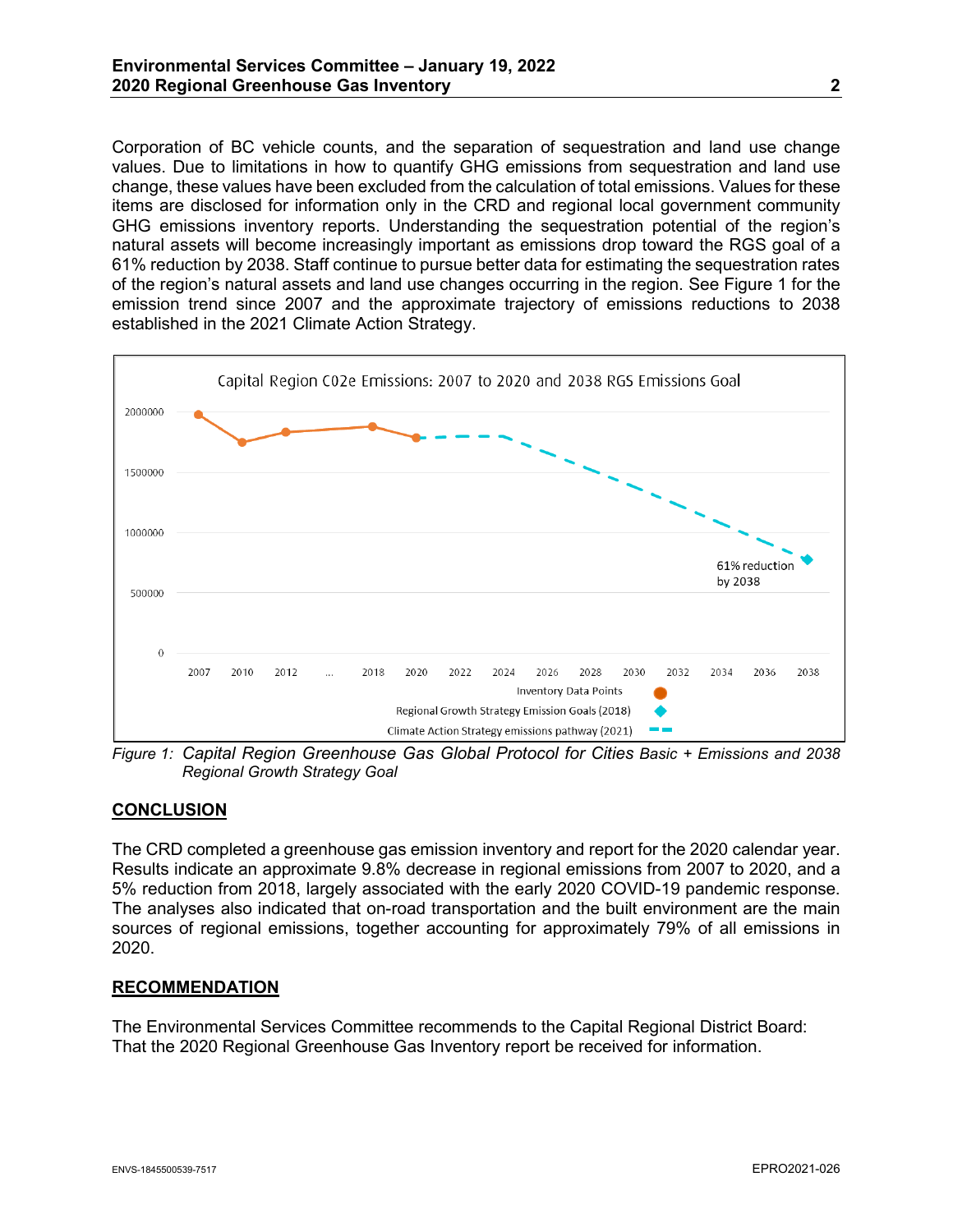Corporation of BC vehicle counts, and the separation of sequestration and land use change values. Due to limitations in how to quantify GHG emissions from sequestration and land use change, these values have been excluded from the calculation of total emissions. Values for these items are disclosed for information only in the CRD and regional local government community GHG emissions inventory reports. Understanding the sequestration potential of the region's natural assets will become increasingly important as emissions drop toward the RGS goal of a 61% reduction by 2038. Staff continue to pursue better data for estimating the sequestration rates of the region's natural assets and land use changes occurring in the region. See Figure 1 for the emission trend since 2007 and the approximate trajectory of emissions reductions to 2038 established in the 2021 Climate Action Strategy.

Capital Region C02e Emissions: 2007 to 2020 and 2038 RGS Emissions Goal

2000000
1500000
1000000
500000
0

2007 2010 2012 ... 2018 2020 2022 2024 2026 2028 2030 2032 2034 2036 2038

61% reduction by 2038

Inventory Data Points
Regional Growth Strategy Emission Goals (2018)
Climate Action Strategy emissions pathway (2021)

*Figure 1: Capital Region Greenhouse Gas Global Protocol for Cities Basic + Emissions and 2038 Regional Growth Strategy Goal*

## CONCLUSION

The CRD completed a greenhouse gas emission inventory and report for the 2020 calendar year. Results indicate an approximate 9.8% decrease in regional emissions from 2007 to 2020, and a 5% reduction from 2018, largely associated with the early 2020 COVID-19 pandemic response. The analyses also indicated that on-road transportation and the built environment are the main sources of regional emissions, together accounting for approximately 79% of all emissions in 2020.

## RECOMMENDATION

The Environmental Services Committee recommends to the Capital Regional District Board:
That the 2020 Regional Greenhouse Gas Inventory report be received for information.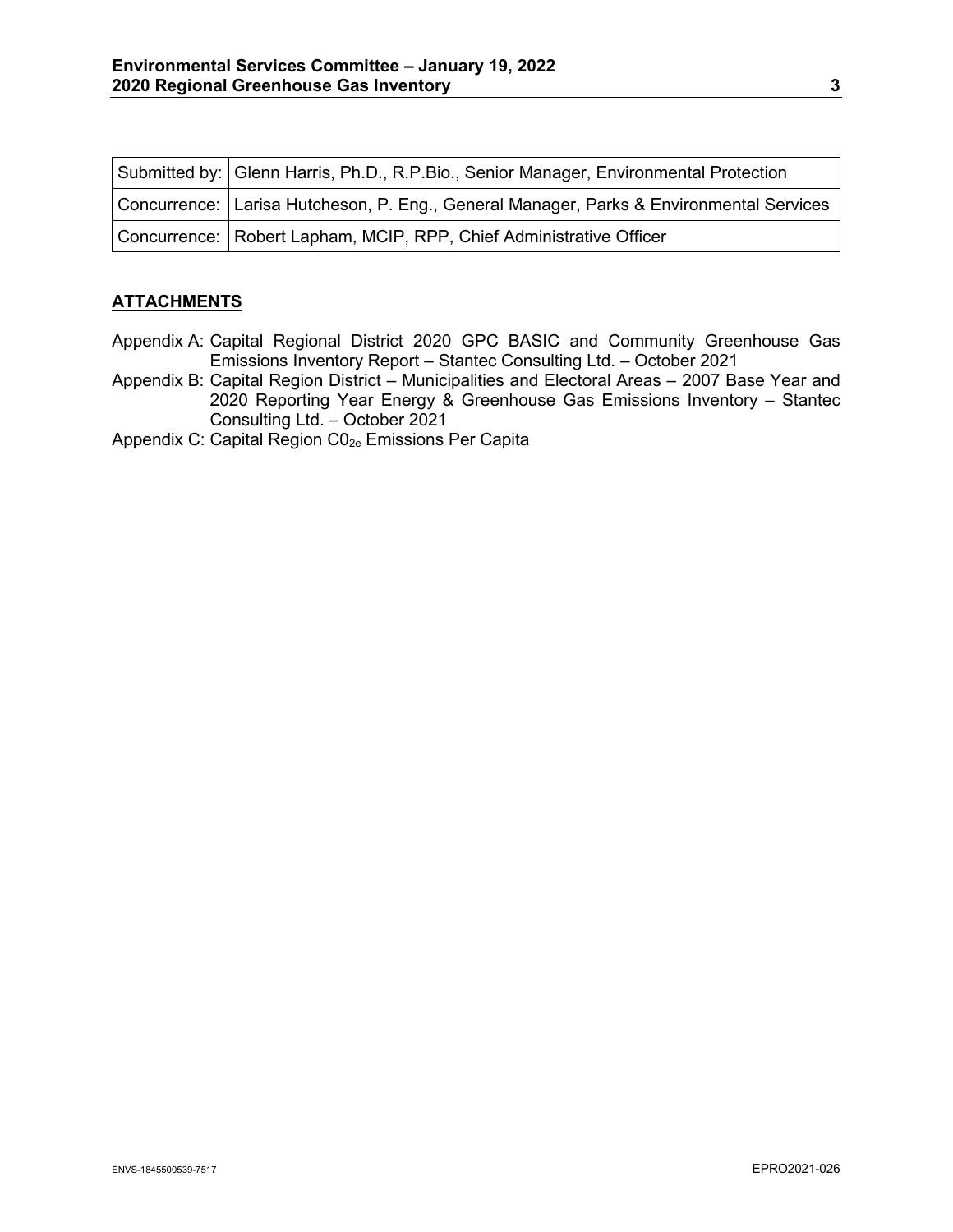| | |
|---|---|
| Submitted by: | Glenn Harris, Ph.D., R.P.Bio., Senior Manager, Environmental Protection |
| Concurrence: | Larisa Hutcheson, P. Eng., General Manager, Parks & Environmental Services |
| Concurrence: | Robert Lapham, MCIP, RPP, Chief Administrative Officer |

## ATTACHMENTS

Appendix A: Capital Regional District 2020 GPC BASIC and Community Greenhouse Gas Emissions Inventory Report – Stantec Consulting Ltd. – October 2021

Appendix B: Capital Region District – Municipalities and Electoral Areas – 2007 Base Year and 2020 Reporting Year Energy & Greenhouse Gas Emissions Inventory – Stantec Consulting Ltd. – October 2021

Appendix C: Capital Region $C0_{2e}$ Emissions Per Capita